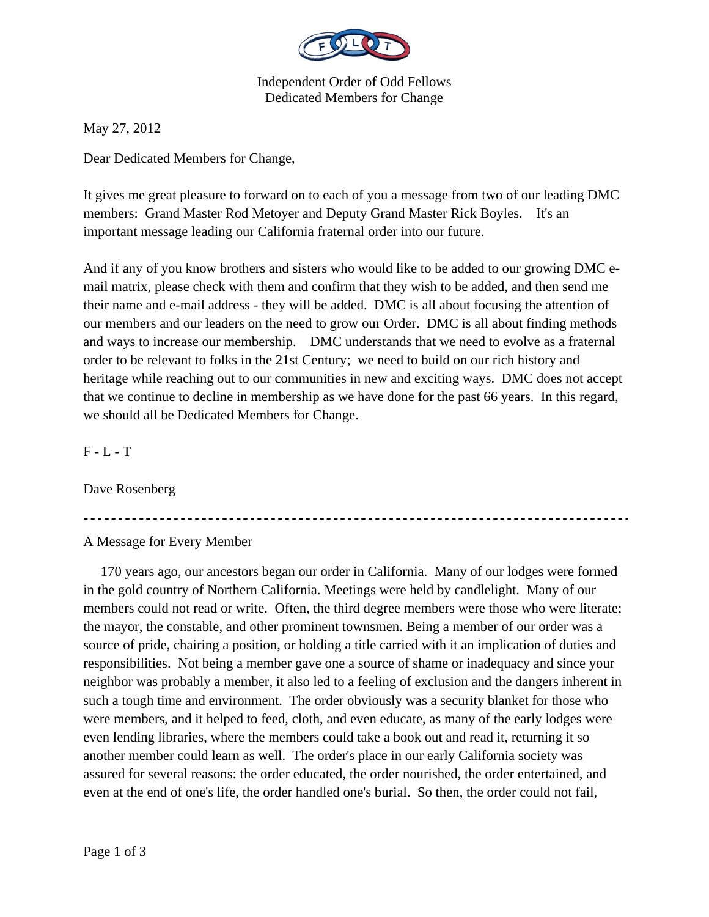Independent Order of Odd Fellows
Dedicated Members for Change

May 27, 2012

Dear Dedicated Members for Change,

It gives me great pleasure to forward on to each of you a message from two of our leading DMC members: Grand Master Rod Metoyer and Deputy Grand Master Rick Boyles. It's an important message leading our California fraternal order into our future.

And if any of you know brothers and sisters who would like to be added to our growing DMC e-mail matrix, please check with them and confirm that they wish to be added, and then send me their name and e-mail address - they will be added. DMC is all about focusing the attention of our members and our leaders on the need to grow our Order. DMC is all about finding methods and ways to increase our membership. DMC understands that we need to evolve as a fraternal order to be relevant to folks in the 21st Century; we need to build on our rich history and heritage while reaching out to our communities in new and exciting ways. DMC does not accept that we continue to decline in membership as we have done for the past 66 years. In this regard, we should all be Dedicated Members for Change.

F - L - T

Dave Rosenberg

---

A Message for Every Member

170 years ago, our ancestors began our order in California. Many of our lodges were formed in the gold country of Northern California. Meetings were held by candlelight. Many of our members could not read or write. Often, the third degree members were those who were literate; the mayor, the constable, and other prominent townsmen. Being a member of our order was a source of pride, chairing a position, or holding a title carried with it an implication of duties and responsibilities. Not being a member gave one a source of shame or inadequacy and since your neighbor was probably a member, it also led to a feeling of exclusion and the dangers inherent in such a tough time and environment. The order obviously was a security blanket for those who were members, and it helped to feed, cloth, and even educate, as many of the early lodges were even lending libraries, where the members could take a book out and read it, returning it so another member could learn as well. The order's place in our early California society was assured for several reasons: the order educated, the order nourished, the order entertained, and even at the end of one's life, the order handled one's burial. So then, the order could not fail,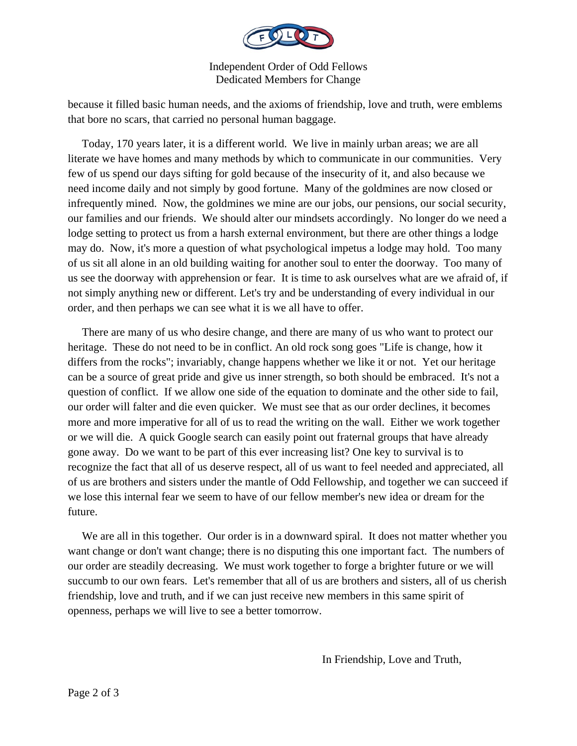because it filled basic human needs, and the axioms of friendship, love and truth, were emblems that bore no scars, that carried no personal human baggage.

Today, 170 years later, it is a different world. We live in mainly urban areas; we are all literate we have homes and many methods by which to communicate in our communities. Very few of us spend our days sifting for gold because of the insecurity of it, and also because we need income daily and not simply by good fortune. Many of the goldmines are now closed or infrequently mined. Now, the goldmines we mine are our jobs, our pensions, our social security, our families and our friends. We should alter our mindsets accordingly. No longer do we need a lodge setting to protect us from a harsh external environment, but there are other things a lodge may do. Now, it's more a question of what psychological impetus a lodge may hold. Too many of us sit all alone in an old building waiting for another soul to enter the doorway. Too many of us see the doorway with apprehension or fear. It is time to ask ourselves what are we afraid of, if not simply anything new or different. Let's try and be understanding of every individual in our order, and then perhaps we can see what it is we all have to offer.

There are many of us who desire change, and there are many of us who want to protect our heritage. These do not need to be in conflict. An old rock song goes "Life is change, how it differs from the rocks"; invariably, change happens whether we like it or not. Yet our heritage can be a source of great pride and give us inner strength, so both should be embraced. It's not a question of conflict. If we allow one side of the equation to dominate and the other side to fail, our order will falter and die even quicker. We must see that as our order declines, it becomes more and more imperative for all of us to read the writing on the wall. Either we work together or we will die. A quick Google search can easily point out fraternal groups that have already gone away. Do we want to be part of this ever increasing list? One key to survival is to recognize the fact that all of us deserve respect, all of us want to feel needed and appreciated, all of us are brothers and sisters under the mantle of Odd Fellowship, and together we can succeed if we lose this internal fear we seem to have of our fellow member's new idea or dream for the future.

We are all in this together. Our order is in a downward spiral. It does not matter whether you want change or don't want change; there is no disputing this one important fact. The numbers of our order are steadily decreasing. We must work together to forge a brighter future or we will succumb to our own fears. Let's remember that all of us are brothers and sisters, all of us cherish friendship, love and truth, and if we can just receive new members in this same spirit of openness, perhaps we will live to see a better tomorrow.

In Friendship, Love and Truth,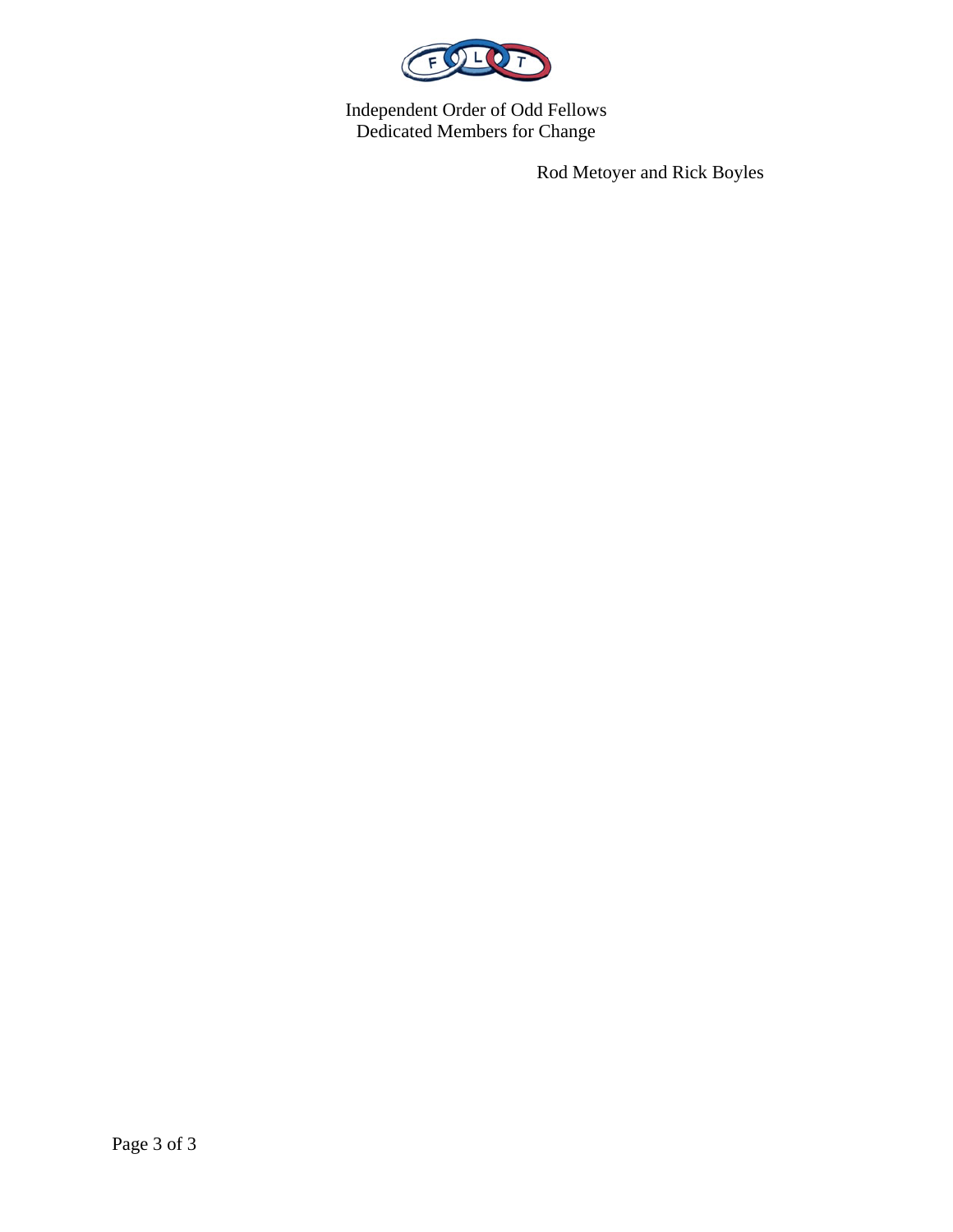Independent Order of Odd Fellows
Dedicated Members for Change

Rod Metoyer and Rick Boyles